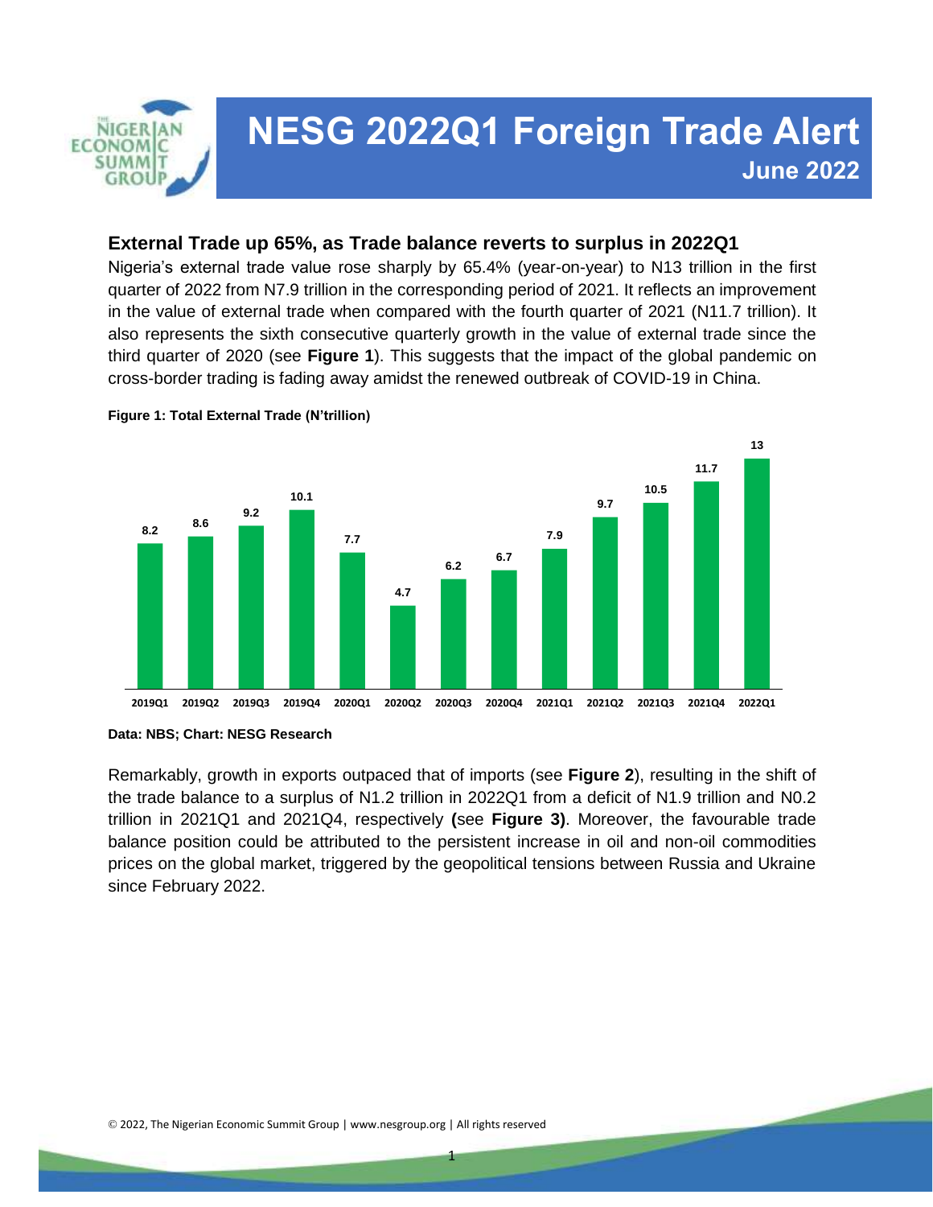# NESG 2022Q1 Foreign Trade Alert

**June 2022**

## External Trade up 65%, as Trade balance reverts to surplus in 2022Q1

Nigeria's external trade value rose sharply by 65.4% (year-on-year) to N13 trillion in the first quarter of 2022 from N7.9 trillion in the corresponding period of 2021. It reflects an improvement in the value of external trade when compared with the fourth quarter of 2021 (N11.7 trillion). It also represents the sixth consecutive quarterly growth in the value of external trade since the third quarter of 2020 (see **Figure 1**). This suggests that the impact of the global pandemic on cross-border trading is fading away amidst the renewed outbreak of COVID-19 in China.

**Figure 1: Total External Trade (N'trillion)**

| Quarter | Value |
|---|---|
| 2019Q1 | 8.2 |
| 2019Q2 | 8.6 |
| 2019Q3 | 9.2 |
| 2019Q4 | 10.1 |
| 2020Q1 | 7.7 |
| 2020Q2 | 4.7 |
| 2020Q3 | 6.2 |
| 2020Q4 | 6.7 |
| 2021Q1 | 7.9 |
| 2021Q2 | 9.7 |
| 2021Q3 | 10.5 |
| 2021Q4 | 11.7 |
| 2022Q1 | 13 |

**Data: NBS; Chart: NESG Research**

Remarkably, growth in exports outpaced that of imports (see **Figure 2**), resulting in the shift of the trade balance to a surplus of N1.2 trillion in 2022Q1 from a deficit of N1.9 trillion and N0.2 trillion in 2021Q1 and 2021Q4, respectively **(**see **Figure 3)**. Moreover, the favourable trade balance position could be attributed to the persistent increase in oil and non-oil commodities prices on the global market, triggered by the geopolitical tensions between Russia and Ukraine since February 2022.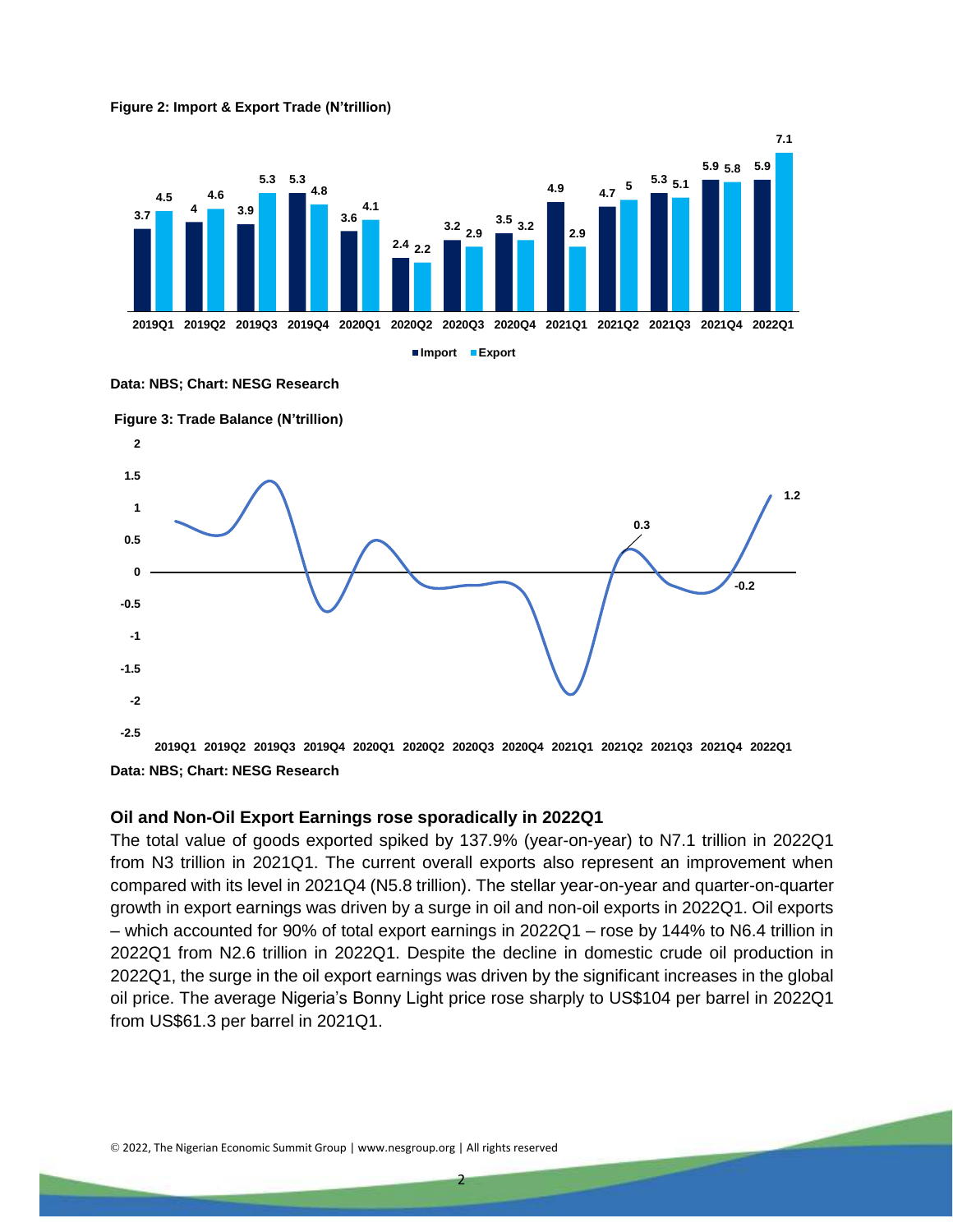**Figure 2: Import & Export Trade (N'trillion)**

| | 2019Q1 | 2019Q2 | 2019Q3 | 2019Q4 | 2020Q1 | 2020Q2 | 2020Q3 | 2020Q4 | 2021Q1 | 2021Q2 | 2021Q3 | 2021Q4 | 2022Q1 |
|---|---|---|---|---|---|---|---|---|---|---|---|---|---|
| Import | 3.7 | 4 | 3.9 | 5.3 | 3.6 | 2.4 | 3.2 | 3.5 | 4.9 | 4.7 | 5.3 | 5.9 | 5.9 |
| Export | 4.5 | 4.6 | 5.3 | 4.8 | 4.1 | 2.2 | 2.9 | 3.2 | 2.9 | 5 | 5.1 | 5.8 | 7.1 |

**Data: NBS; Chart: NESG Research**

**Figure 3: Trade Balance (N'trillion)**

| 2019Q1 | 2019Q2 | 2019Q3 | 2019Q4 | 2020Q1 | 2020Q2 | 2020Q3 | 2020Q4 | 2021Q1 | 2021Q2 | 2021Q3 | 2021Q4 | 2022Q1 |
|---|---|---|---|---|---|---|---|---|---|---|---|---|
| | | | | | | | | | 0.3 | | -0.2 | 1.2 |

**Data: NBS; Chart: NESG Research**

### Oil and Non-Oil Export Earnings rose sporadically in 2022Q1

The total value of goods exported spiked by 137.9% (year-on-year) to N7.1 trillion in 2022Q1 from N3 trillion in 2021Q1. The current overall exports also represent an improvement when compared with its level in 2021Q4 (N5.8 trillion). The stellar year-on-year and quarter-on-quarter growth in export earnings was driven by a surge in oil and non-oil exports in 2022Q1. Oil exports – which accounted for 90% of total export earnings in 2022Q1 – rose by 144% to N6.4 trillion in 2022Q1 from N2.6 trillion in 2022Q1. Despite the decline in domestic crude oil production in 2022Q1, the surge in the oil export earnings was driven by the significant increases in the global oil price. The average Nigeria's Bonny Light price rose sharply to US$104 per barrel in 2022Q1 from US$61.3 per barrel in 2021Q1.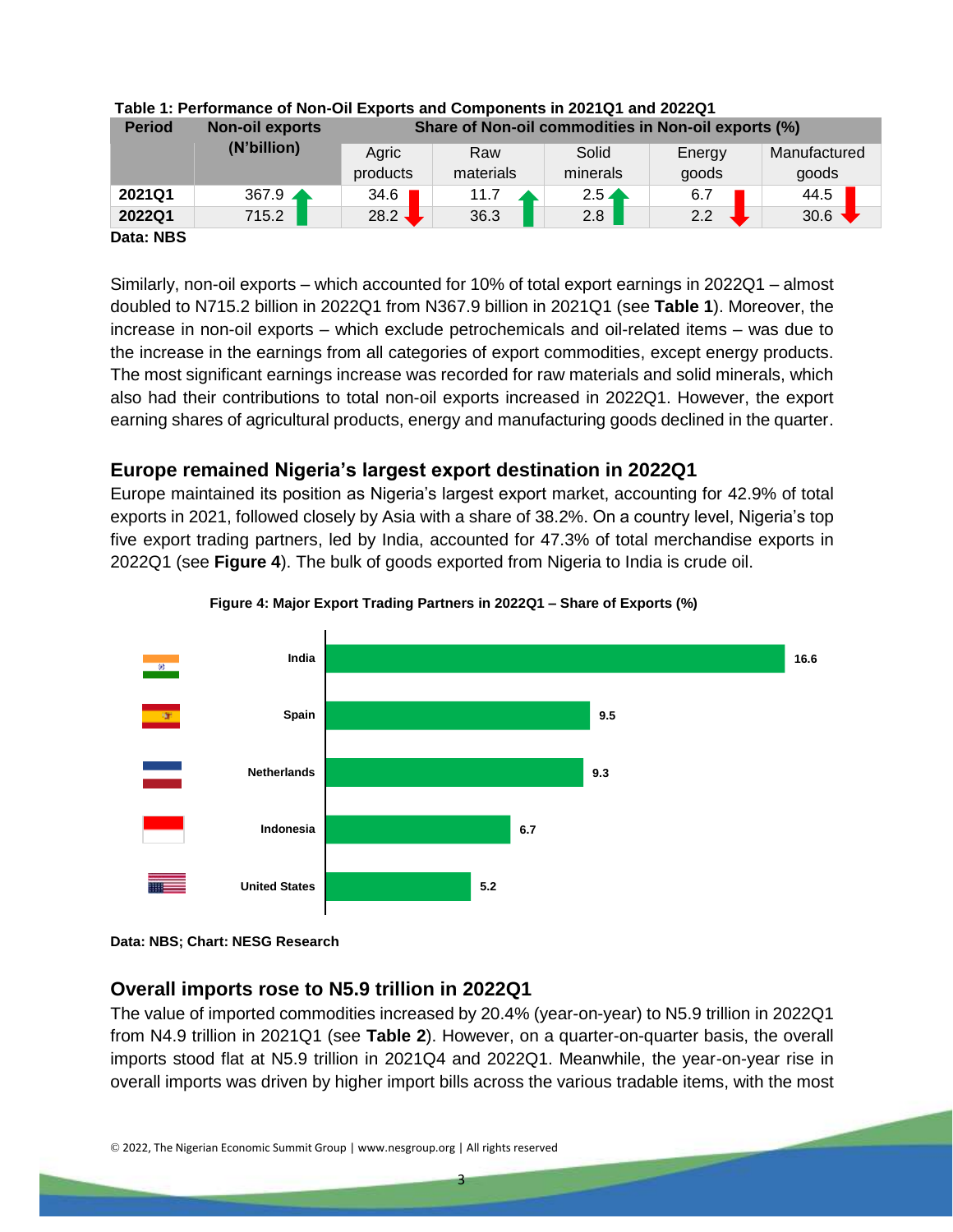**Table 1: Performance of Non-Oil Exports and Components in 2021Q1 and 2022Q1**

| Period | Non-oil exports (N'billion) | Share of Non-oil commodities in Non-oil exports (%) | | | | |
|---|---|---|---|---|---|---|
| | | Agric products | Raw materials | Solid minerals | Energy goods | Manufactured goods |
| **2021Q1** | 367.9 | 34.6 | 11.7 | 2.5 | 6.7 | 44.5 |
| **2022Q1** | 715.2 | 28.2 | 36.3 | 2.8 | 2.2 | 30.6 |

**Data: NBS**

Similarly, non-oil exports – which accounted for 10% of total export earnings in 2022Q1 – almost doubled to N715.2 billion in 2022Q1 from N367.9 billion in 2021Q1 (see **Table 1**). Moreover, the increase in non-oil exports – which exclude petrochemicals and oil-related items – was due to the increase in the earnings from all categories of export commodities, except energy products. The most significant earnings increase was recorded for raw materials and solid minerals, which also had their contributions to total non-oil exports increased in 2022Q1. However, the export earning shares of agricultural products, energy and manufacturing goods declined in the quarter.

## Europe remained Nigeria's largest export destination in 2022Q1

Europe maintained its position as Nigeria's largest export market, accounting for 42.9% of total exports in 2021, followed closely by Asia with a share of 38.2%. On a country level, Nigeria's top five export trading partners, led by India, accounted for 47.3% of total merchandise exports in 2022Q1 (see **Figure 4**). The bulk of goods exported from Nigeria to India is crude oil.

**Figure 4: Major Export Trading Partners in 2022Q1 – Share of Exports (%)**

| Country | Share of Exports (%) |
|---|---|
| India | 16.6 |
| Spain | 9.5 |
| Netherlands | 9.3 |
| Indonesia | 6.7 |
| United States | 5.2 |

**Data: NBS; Chart: NESG Research**

## Overall imports rose to N5.9 trillion in 2022Q1

The value of imported commodities increased by 20.4% (year-on-year) to N5.9 trillion in 2022Q1 from N4.9 trillion in 2021Q1 (see **Table 2**). However, on a quarter-on-quarter basis, the overall imports stood flat at N5.9 trillion in 2021Q4 and 2022Q1. Meanwhile, the year-on-year rise in overall imports was driven by higher import bills across the various tradable items, with the most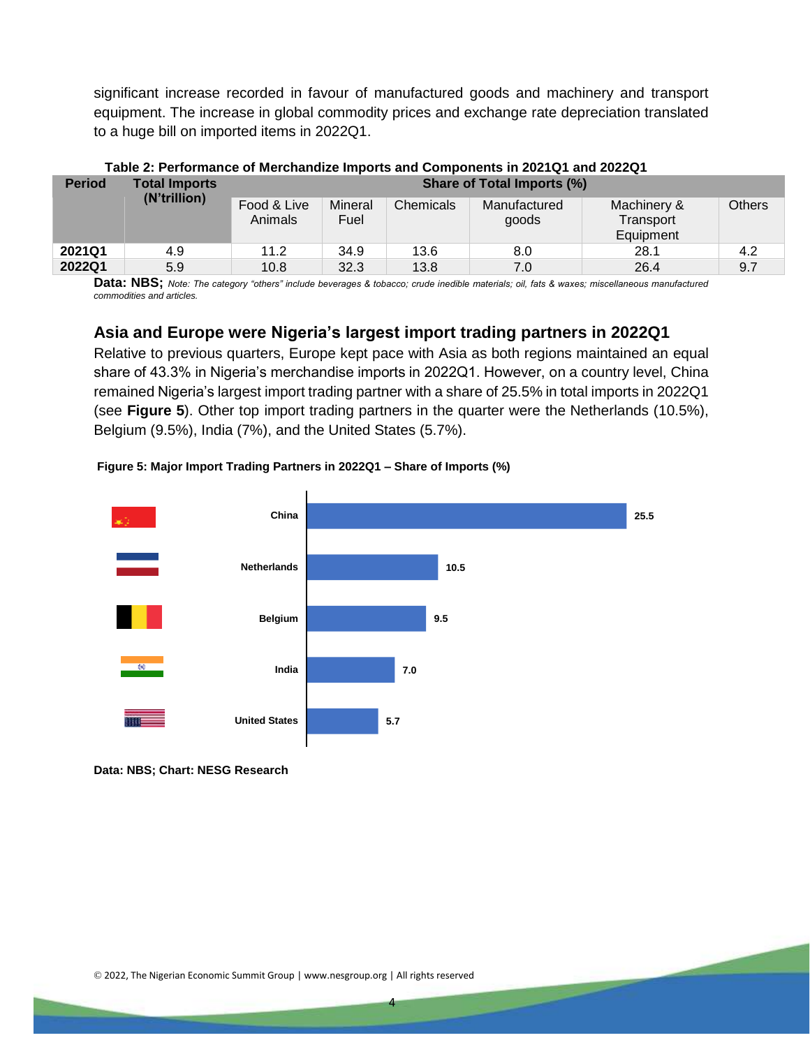significant increase recorded in favour of manufactured goods and machinery and transport equipment. The increase in global commodity prices and exchange rate depreciation translated to a huge bill on imported items in 2022Q1.

**Table 2: Performance of Merchandize Imports and Components in 2021Q1 and 2022Q1**

| Period | Total Imports (N'trillion) | Share of Total Imports (%) | | | | | |
|---|---|---|---|---|---|---|---|
| | | Food & Live Animals | Mineral Fuel | Chemicals | Manufactured goods | Machinery & Transport Equipment | Others |
| **2021Q1** | 4.9 | 11.2 | 34.9 | 13.6 | 8.0 | 28.1 | 4.2 |
| **2022Q1** | 5.9 | 10.8 | 32.3 | 13.8 | 7.0 | 26.4 | 9.7 |

**Data: NBS;** *Note: The category "others" include beverages & tobacco; crude inedible materials; oil, fats & waxes; miscellaneous manufactured commodities and articles.*

## Asia and Europe were Nigeria's largest import trading partners in 2022Q1

Relative to previous quarters, Europe kept pace with Asia as both regions maintained an equal share of 43.3% in Nigeria's merchandise imports in 2022Q1. However, on a country level, China remained Nigeria's largest import trading partner with a share of 25.5% in total imports in 2022Q1 (see **Figure 5**). Other top import trading partners in the quarter were the Netherlands (10.5%), Belgium (9.5%), India (7%), and the United States (5.7%).

**Figure 5: Major Import Trading Partners in 2022Q1 – Share of Imports (%)**

| Country | Share of Imports (%) |
|---|---|
| China | 25.5 |
| Netherlands | 10.5 |
| Belgium | 9.5 |
| India | 7.0 |
| United States | 5.7 |

**Data: NBS; Chart: NESG Research**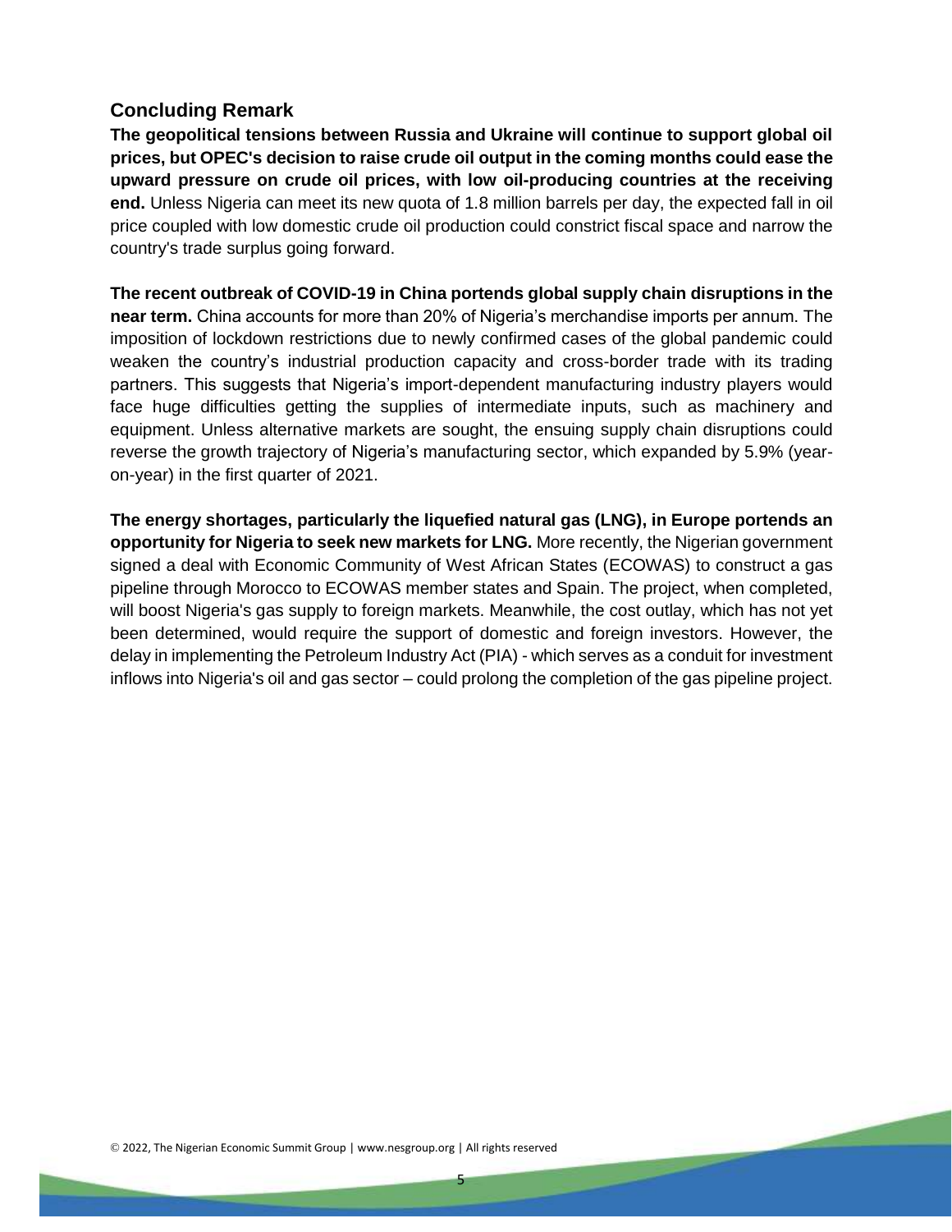## Concluding Remark

**The geopolitical tensions between Russia and Ukraine will continue to support global oil prices, but OPEC's decision to raise crude oil output in the coming months could ease the upward pressure on crude oil prices, with low oil-producing countries at the receiving end.** Unless Nigeria can meet its new quota of 1.8 million barrels per day, the expected fall in oil price coupled with low domestic crude oil production could constrict fiscal space and narrow the country's trade surplus going forward.

**The recent outbreak of COVID-19 in China portends global supply chain disruptions in the near term.** China accounts for more than 20% of Nigeria's merchandise imports per annum. The imposition of lockdown restrictions due to newly confirmed cases of the global pandemic could weaken the country's industrial production capacity and cross-border trade with its trading partners. This suggests that Nigeria's import-dependent manufacturing industry players would face huge difficulties getting the supplies of intermediate inputs, such as machinery and equipment. Unless alternative markets are sought, the ensuing supply chain disruptions could reverse the growth trajectory of Nigeria's manufacturing sector, which expanded by 5.9% (year-on-year) in the first quarter of 2021.

**The energy shortages, particularly the liquefied natural gas (LNG), in Europe portends an opportunity for Nigeria to seek new markets for LNG.** More recently, the Nigerian government signed a deal with Economic Community of West African States (ECOWAS) to construct a gas pipeline through Morocco to ECOWAS member states and Spain. The project, when completed, will boost Nigeria's gas supply to foreign markets. Meanwhile, the cost outlay, which has not yet been determined, would require the support of domestic and foreign investors. However, the delay in implementing the Petroleum Industry Act (PIA) - which serves as a conduit for investment inflows into Nigeria's oil and gas sector – could prolong the completion of the gas pipeline project.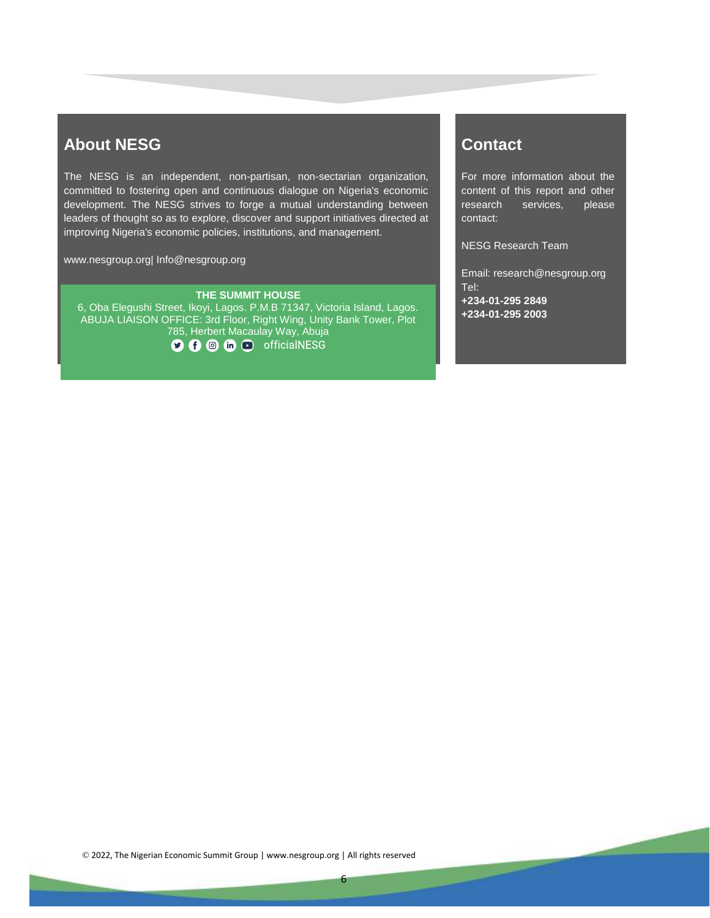## About NESG

The NESG is an independent, non-partisan, non-sectarian organization, committed to fostering open and continuous dialogue on Nigeria's economic development. The NESG strives to forge a mutual understanding between leaders of thought so as to explore, discover and support initiatives directed at improving Nigeria's economic policies, institutions, and management.

www.nesgroup.org| Info@nesgroup.org

**THE SUMMIT HOUSE**

6, Oba Elegushi Street, Ikoyi, Lagos. P.M.B 71347, Victoria Island, Lagos.
ABUJA LIAISON OFFICE: 3rd Floor, Right Wing, Unity Bank Tower, Plot 785, Herbert Macaulay Way, Abuja

officialNESG

## Contact

For more information about the content of this report and other research services, please contact:

NESG Research Team

Email: research@nesgroup.org
Tel:
**+234-01-295 2849**
**+234-01-295 2003**

© 2022, The Nigerian Economic Summit Group | www.nesgroup.org | All rights reserved